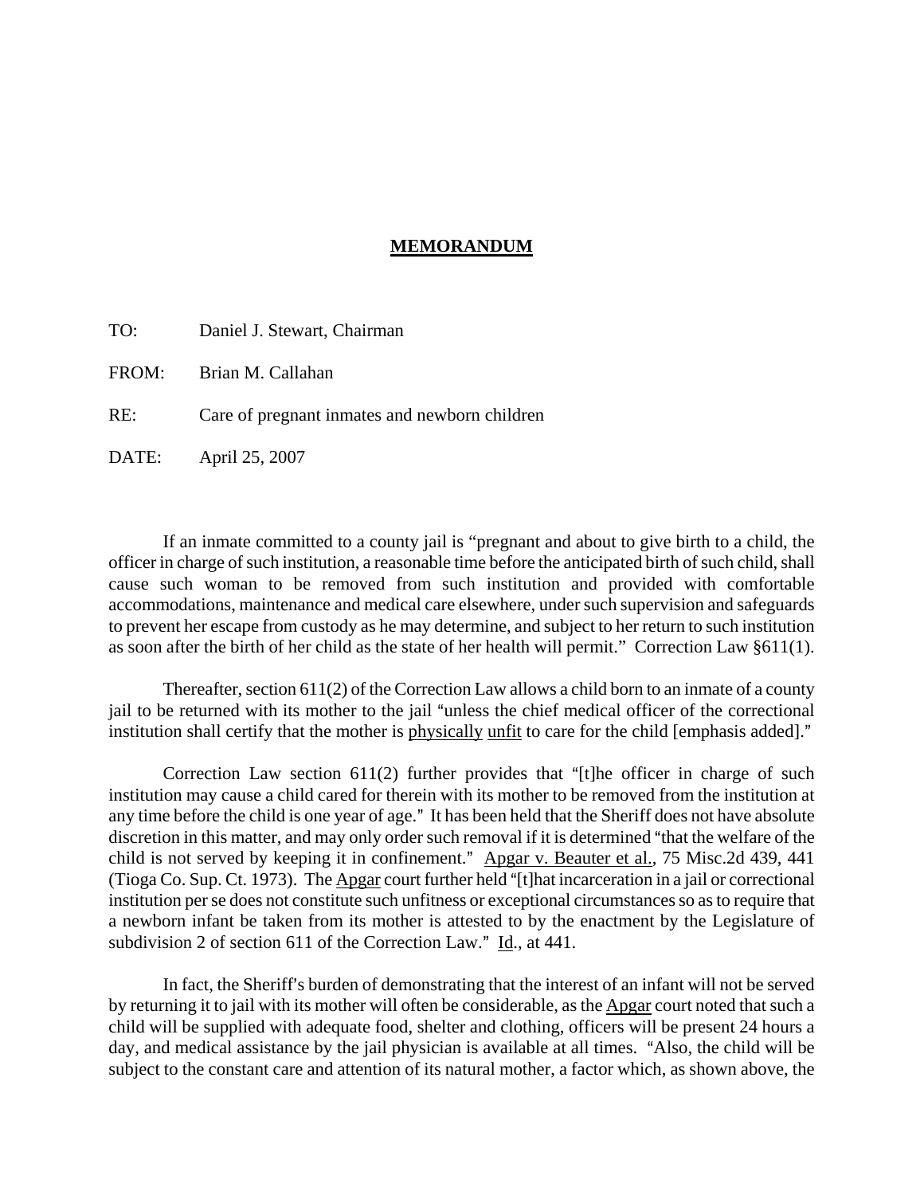# **MEMORANDUM**

TO: Daniel J. Stewart, Chairman

FROM: Brian M. Callahan

RE: Care of pregnant inmates and newborn children

DATE: April 25, 2007

If an inmate committed to a county jail is "pregnant and about to give birth to a child, the officer in charge of such institution, a reasonable time before the anticipated birth of such child, shall cause such woman to be removed from such institution and provided with comfortable accommodations, maintenance and medical care elsewhere, under such supervision and safeguards to prevent her escape from custody as he may determine, and subject to her return to such institution as soon after the birth of her child as the state of her health will permit." Correction Law §611(1).

Thereafter, section 611(2) of the Correction Law allows a child born to an inmate of a county jail to be returned with its mother to the jail "unless the chief medical officer of the correctional institution shall certify that the mother is _physically_ _unfit_ to care for the child [emphasis added]."

Correction Law section 611(2) further provides that "[t]he officer in charge of such institution may cause a child cared for therein with its mother to be removed from the institution at any time before the child is one year of age." It has been held that the Sheriff does not have absolute discretion in this matter, and may only order such removal if it is determined "that the welfare of the child is not served by keeping it in confinement." _Apgar v. Beauter et al._, 75 Misc.2d 439, 441 (Tioga Co. Sup. Ct. 1973). The _Apgar_ court further held "[t]hat incarceration in a jail or correctional institution per se does not constitute such unfitness or exceptional circumstances so as to require that a newborn infant be taken from its mother is attested to by the enactment by the Legislature of subdivision 2 of section 611 of the Correction Law." _Id_., at 441.

In fact, the Sheriff's burden of demonstrating that the interest of an infant will not be served by returning it to jail with its mother will often be considerable, as the _Apgar_ court noted that such a child will be supplied with adequate food, shelter and clothing, officers will be present 24 hours a day, and medical assistance by the jail physician is available at all times. "Also, the child will be subject to the constant care and attention of its natural mother, a factor which, as shown above, the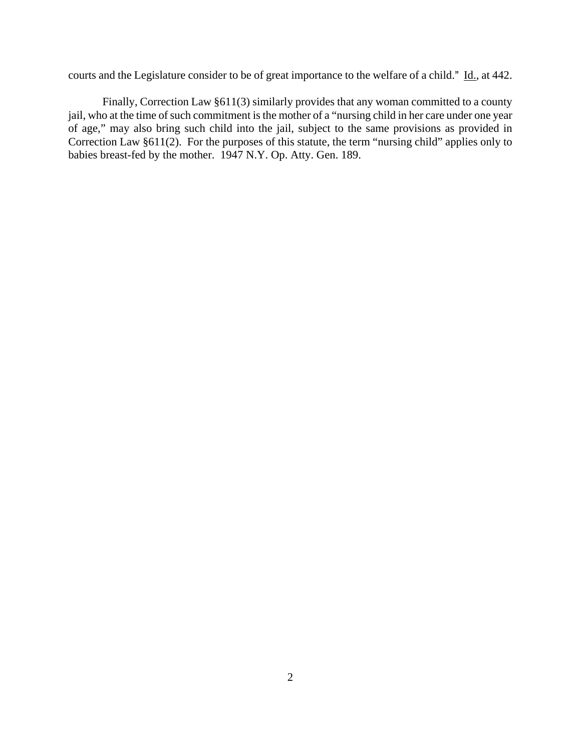courts and the Legislature consider to be of great importance to the welfare of a child." Id., at 442.

Finally, Correction Law §611(3) similarly provides that any woman committed to a county jail, who at the time of such commitment is the mother of a "nursing child in her care under one year of age," may also bring such child into the jail, subject to the same provisions as provided in Correction Law §611(2). For the purposes of this statute, the term "nursing child" applies only to babies breast-fed by the mother. 1947 N.Y. Op. Atty. Gen. 189.